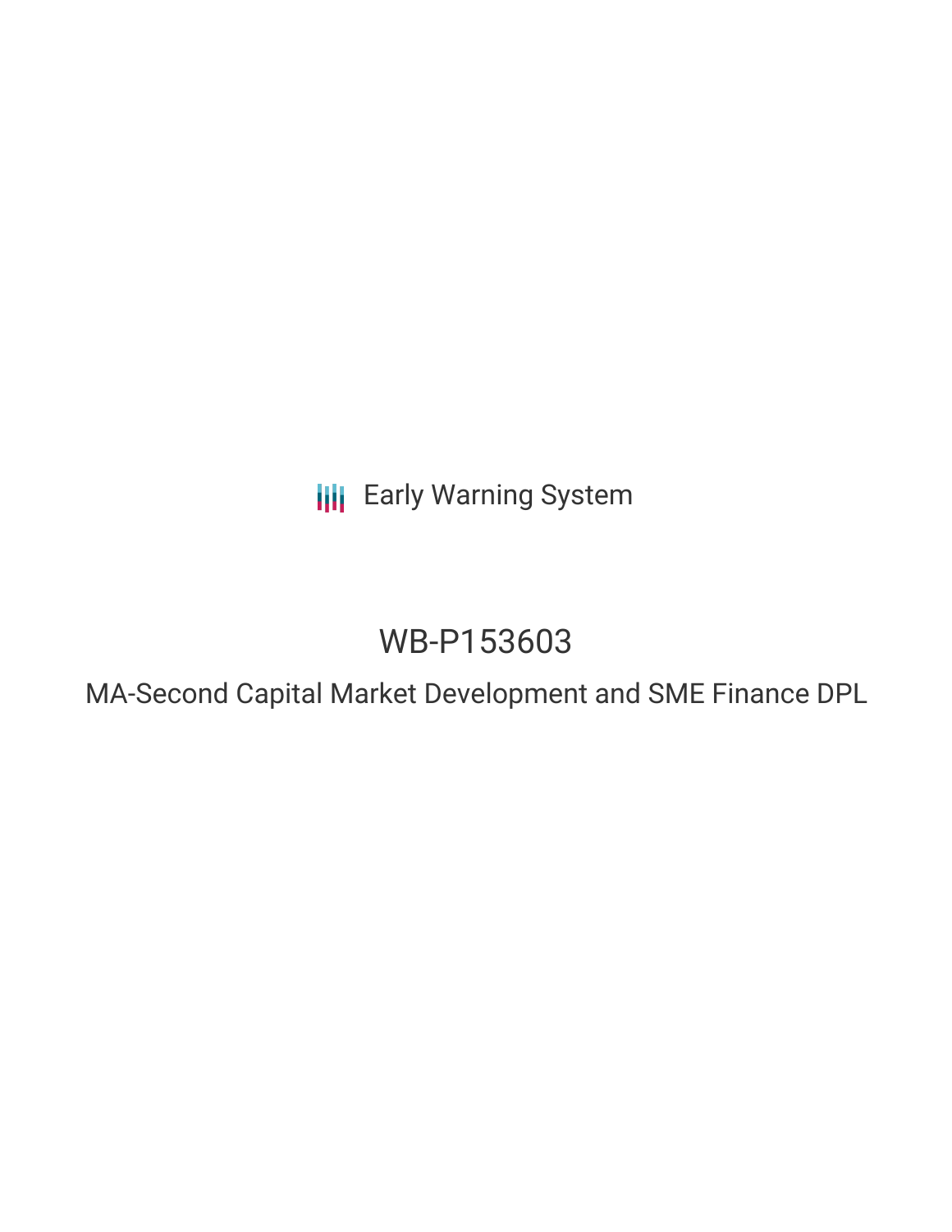Early Warning System

# WB-P153603

## MA-Second Capital Market Development and SME Finance DPL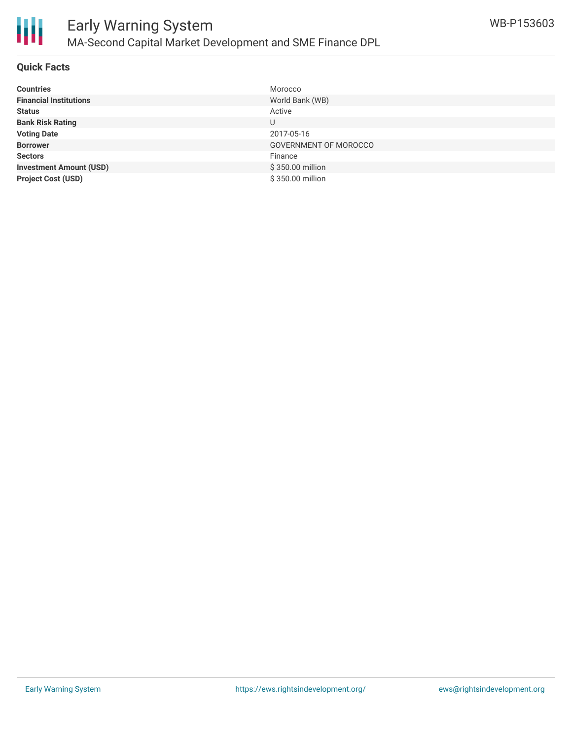## Quick Facts

| | |
|---|---|
| **Countries** | Morocco |
| **Financial Institutions** | World Bank (WB) |
| **Status** | Active |
| **Bank Risk Rating** | U |
| **Voting Date** | 2017-05-16 |
| **Borrower** | GOVERNMENT OF MOROCCO |
| **Sectors** | Finance |
| **Investment Amount (USD)** | $ 350.00 million |
| **Project Cost (USD)** | $ 350.00 million |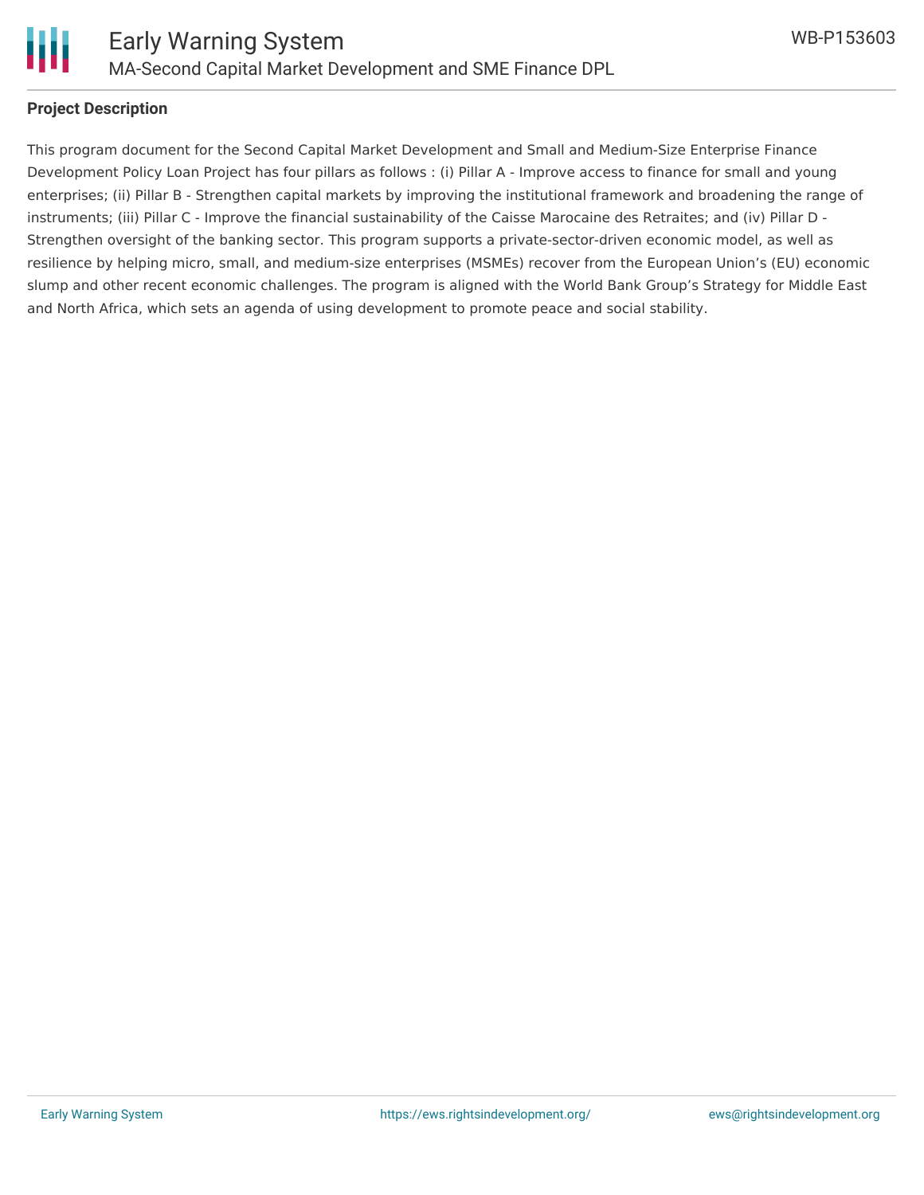**Project Description**

This program document for the Second Capital Market Development and Small and Medium-Size Enterprise Finance Development Policy Loan Project has four pillars as follows : (i) Pillar A - Improve access to finance for small and young enterprises; (ii) Pillar B - Strengthen capital markets by improving the institutional framework and broadening the range of instruments; (iii) Pillar C - Improve the financial sustainability of the Caisse Marocaine des Retraites; and (iv) Pillar D - Strengthen oversight of the banking sector. This program supports a private-sector-driven economic model, as well as resilience by helping micro, small, and medium-size enterprises (MSMEs) recover from the European Union's (EU) economic slump and other recent economic challenges. The program is aligned with the World Bank Group's Strategy for Middle East and North Africa, which sets an agenda of using development to promote peace and social stability.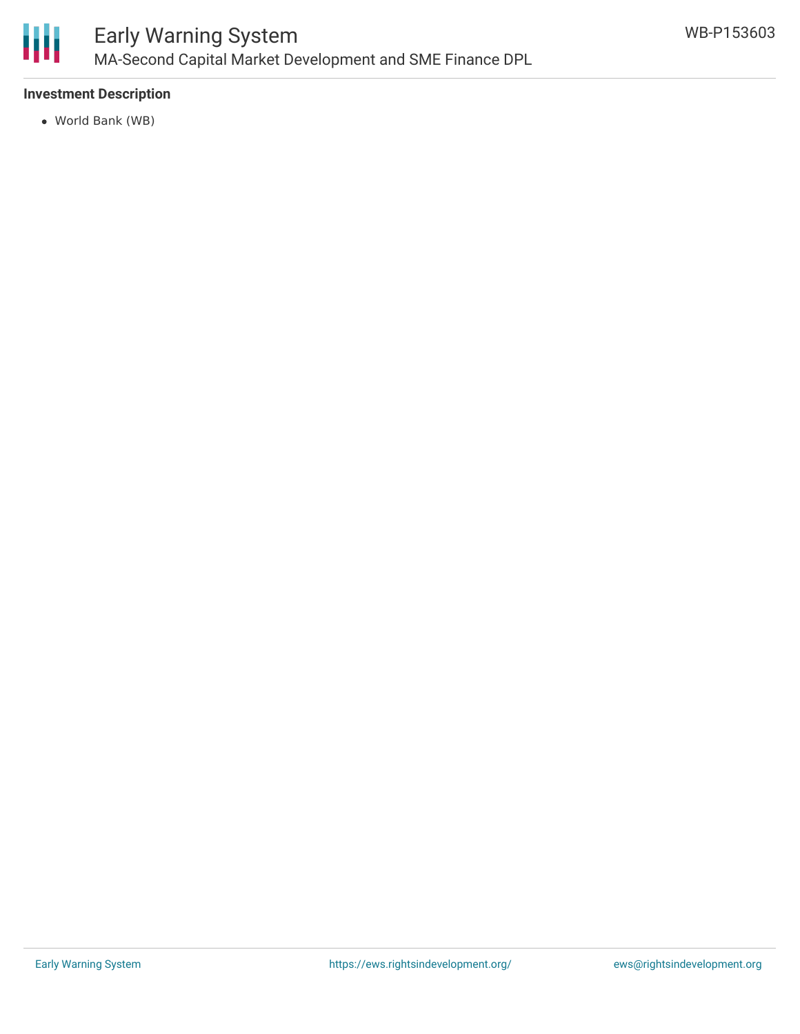**Investment Description**

- World Bank (WB)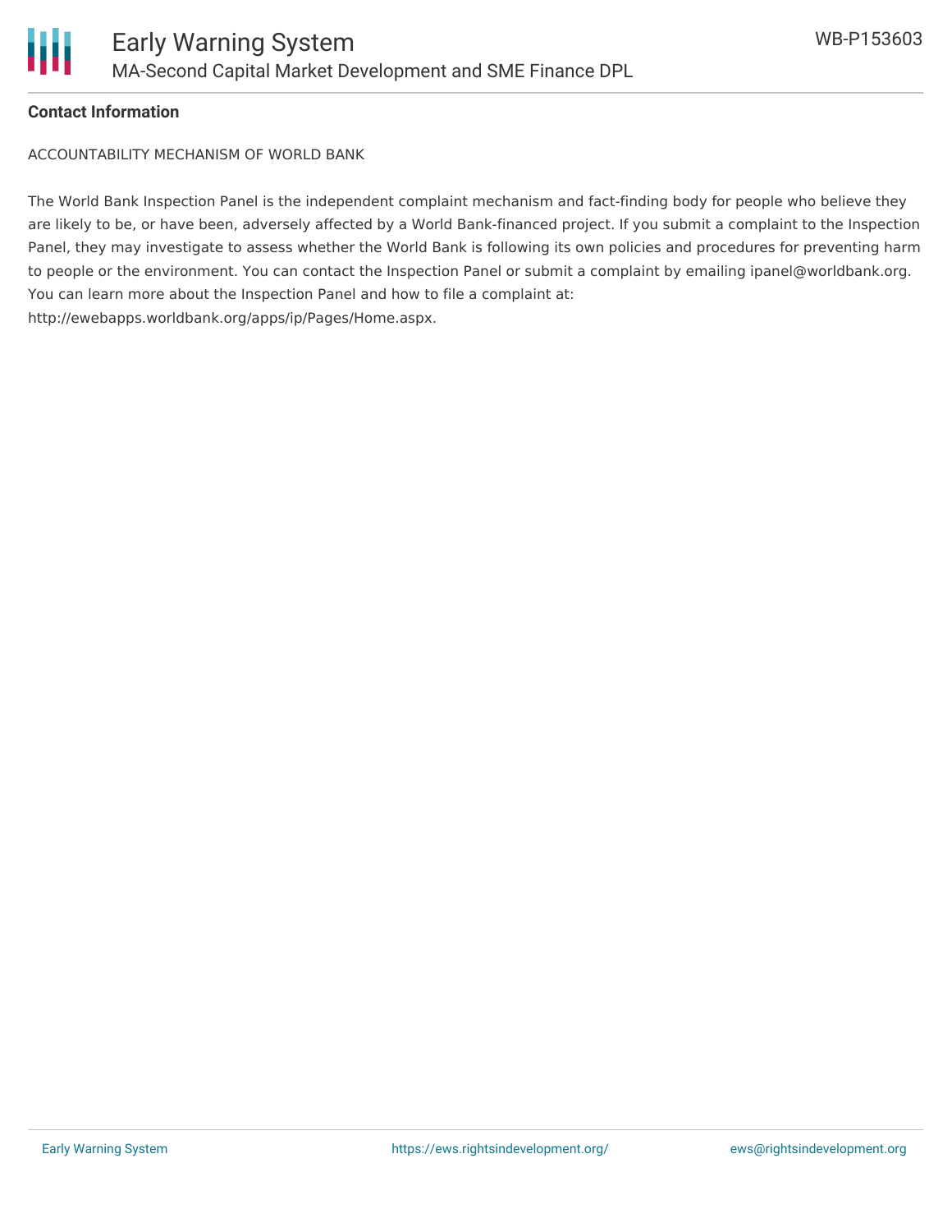**Contact Information**

ACCOUNTABILITY MECHANISM OF WORLD BANK

The World Bank Inspection Panel is the independent complaint mechanism and fact-finding body for people who believe they are likely to be, or have been, adversely affected by a World Bank-financed project. If you submit a complaint to the Inspection Panel, they may investigate to assess whether the World Bank is following its own policies and procedures for preventing harm to people or the environment. You can contact the Inspection Panel or submit a complaint by emailing ipanel@worldbank.org. You can learn more about the Inspection Panel and how to file a complaint at: http://ewebapps.worldbank.org/apps/ip/Pages/Home.aspx.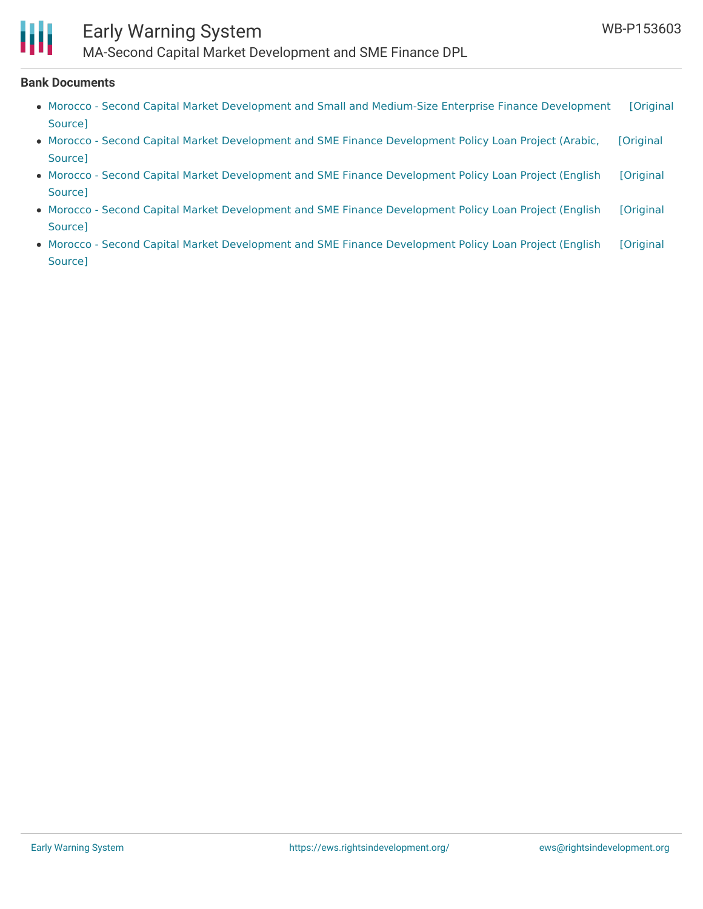**Bank Documents**

- Morocco - Second Capital Market Development and Small and Medium-Size Enterprise Finance Development [Original Source]
- Morocco - Second Capital Market Development and SME Finance Development Policy Loan Project (Arabic, [Original Source]
- Morocco - Second Capital Market Development and SME Finance Development Policy Loan Project (English [Original Source]
- Morocco - Second Capital Market Development and SME Finance Development Policy Loan Project (English [Original Source]
- Morocco - Second Capital Market Development and SME Finance Development Policy Loan Project (English [Original Source]